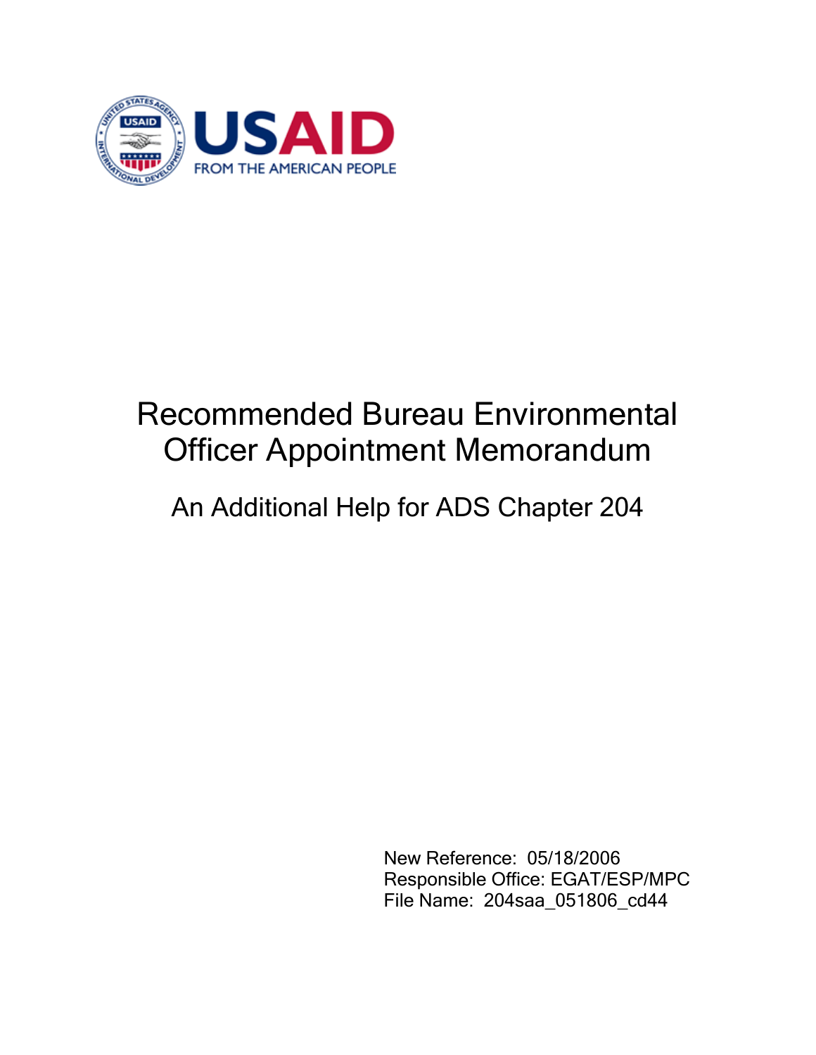USAID

FROM THE AMERICAN PEOPLE

# Recommended Bureau Environmental Officer Appointment Memorandum

## An Additional Help for ADS Chapter 204

New Reference: 05/18/2006
Responsible Office: EGAT/ESP/MPC
File Name: 204saa_051806_cd44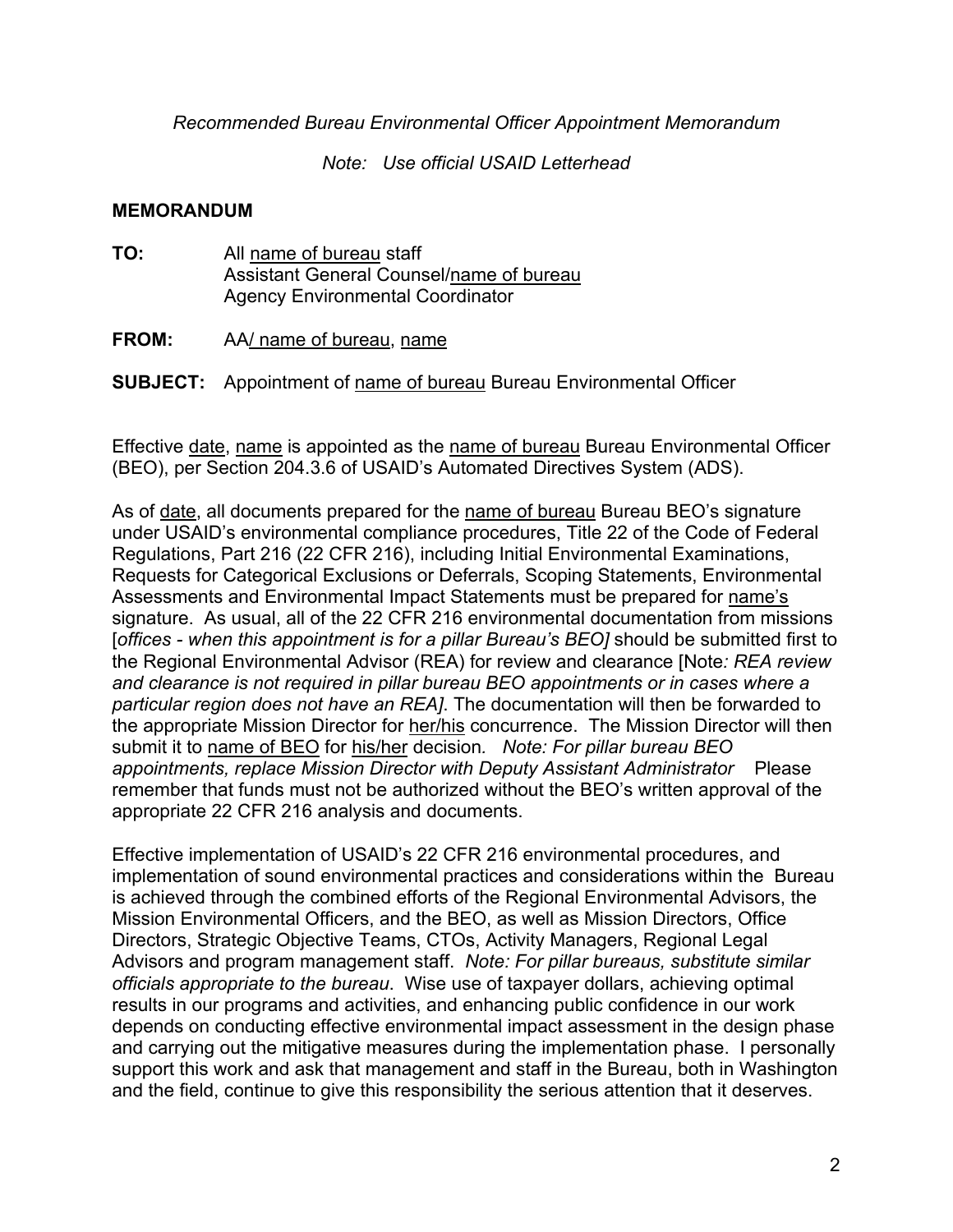*Recommended Bureau Environmental Officer Appointment Memorandum*

*Note: Use official USAID Letterhead*

**MEMORANDUM**

**TO:** All name of bureau staff
Assistant General Counsel/name of bureau
Agency Environmental Coordinator

**FROM:** AA/ name of bureau, name

**SUBJECT:** Appointment of name of bureau Bureau Environmental Officer

Effective date, name is appointed as the name of bureau Bureau Environmental Officer (BEO), per Section 204.3.6 of USAID's Automated Directives System (ADS).

As of date, all documents prepared for the name of bureau Bureau BEO's signature under USAID's environmental compliance procedures, Title 22 of the Code of Federal Regulations, Part 216 (22 CFR 216), including Initial Environmental Examinations, Requests for Categorical Exclusions or Deferrals, Scoping Statements, Environmental Assessments and Environmental Impact Statements must be prepared for name's signature. As usual, all of the 22 CFR 216 environmental documentation from missions [*offices - when this appointment is for a pillar Bureau's BEO]* should be submitted first to the Regional Environmental Advisor (REA) for review and clearance [Note*: REA review and clearance is not required in pillar bureau BEO appointments or in cases where a particular region does not have an REA]*. The documentation will then be forwarded to the appropriate Mission Director for her/his concurrence. The Mission Director will then submit it to name of BEO for his/her decision*. Note: For pillar bureau BEO appointments, replace Mission Director with Deputy Assistant Administrator* Please remember that funds must not be authorized without the BEO's written approval of the appropriate 22 CFR 216 analysis and documents.

Effective implementation of USAID's 22 CFR 216 environmental procedures, and implementation of sound environmental practices and considerations within the Bureau is achieved through the combined efforts of the Regional Environmental Advisors, the Mission Environmental Officers, and the BEO, as well as Mission Directors, Office Directors, Strategic Objective Teams, CTOs, Activity Managers, Regional Legal Advisors and program management staff. *Note: For pillar bureaus, substitute similar officials appropriate to the bureau*. Wise use of taxpayer dollars, achieving optimal results in our programs and activities, and enhancing public confidence in our work depends on conducting effective environmental impact assessment in the design phase and carrying out the mitigative measures during the implementation phase. I personally support this work and ask that management and staff in the Bureau, both in Washington and the field, continue to give this responsibility the serious attention that it deserves.